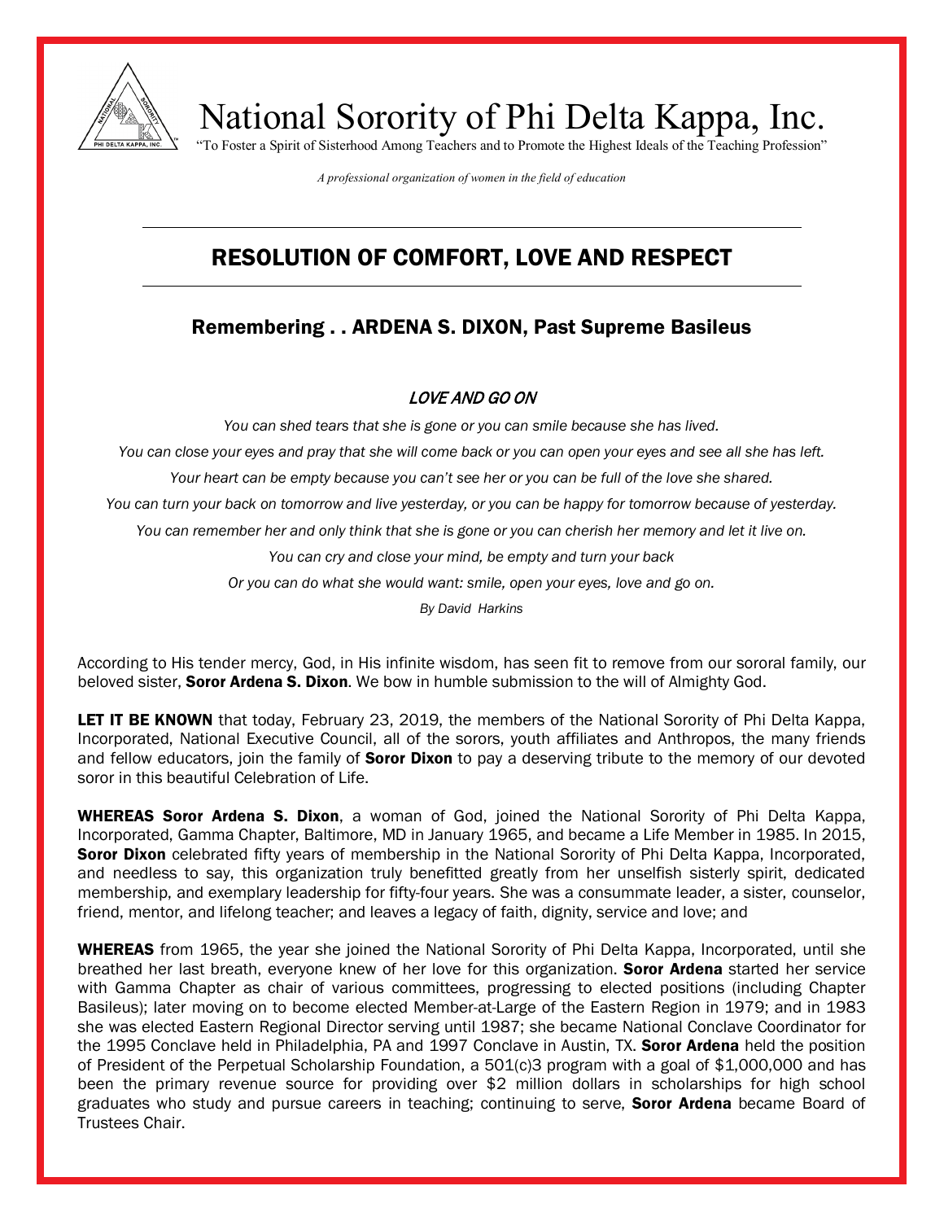# National Sorority of Phi Delta Kappa, Inc.

"To Foster a Spirit of Sisterhood Among Teachers and to Promote the Highest Ideals of the Teaching Profession"

*A professional organization of women in the field of education*

## RESOLUTION OF COMFORT, LOVE AND RESPECT

### Remembering . . ARDENA S. DIXON, Past Supreme Basileus

*LOVE AND GO ON*

*You can shed tears that she is gone or you can smile because she has lived.*

*You can close your eyes and pray that she will come back or you can open your eyes and see all she has left.*

*Your heart can be empty because you can't see her or you can be full of the love she shared.*

*You can turn your back on tomorrow and live yesterday, or you can be happy for tomorrow because of yesterday.*

*You can remember her and only think that she is gone or you can cherish her memory and let it live on.*

*You can cry and close your mind, be empty and turn your back*

*Or you can do what she would want: smile, open your eyes, love and go on.*

*By David Harkins*

According to His tender mercy, God, in His infinite wisdom, has seen fit to remove from our sororal family, our beloved sister, **Soror Ardena S. Dixon**. We bow in humble submission to the will of Almighty God.

**LET IT BE KNOWN** that today, February 23, 2019, the members of the National Sorority of Phi Delta Kappa, Incorporated, National Executive Council, all of the sorors, youth affiliates and Anthropos, the many friends and fellow educators, join the family of **Soror Dixon** to pay a deserving tribute to the memory of our devoted soror in this beautiful Celebration of Life.

**WHEREAS Soror Ardena S. Dixon**, a woman of God, joined the National Sorority of Phi Delta Kappa, Incorporated, Gamma Chapter, Baltimore, MD in January 1965, and became a Life Member in 1985. In 2015, **Soror Dixon** celebrated fifty years of membership in the National Sorority of Phi Delta Kappa, Incorporated, and needless to say, this organization truly benefitted greatly from her unselfish sisterly spirit, dedicated membership, and exemplary leadership for fifty-four years. She was a consummate leader, a sister, counselor, friend, mentor, and lifelong teacher; and leaves a legacy of faith, dignity, service and love; and

**WHEREAS** from 1965, the year she joined the National Sorority of Phi Delta Kappa, Incorporated, until she breathed her last breath, everyone knew of her love for this organization. **Soror Ardena** started her service with Gamma Chapter as chair of various committees, progressing to elected positions (including Chapter Basileus); later moving on to become elected Member-at-Large of the Eastern Region in 1979; and in 1983 she was elected Eastern Regional Director serving until 1987; she became National Conclave Coordinator for the 1995 Conclave held in Philadelphia, PA and 1997 Conclave in Austin, TX. **Soror Ardena** held the position of President of the Perpetual Scholarship Foundation, a 501(c)3 program with a goal of $1,000,000 and has been the primary revenue source for providing over $2 million dollars in scholarships for high school graduates who study and pursue careers in teaching; continuing to serve, **Soror Ardena** became Board of Trustees Chair.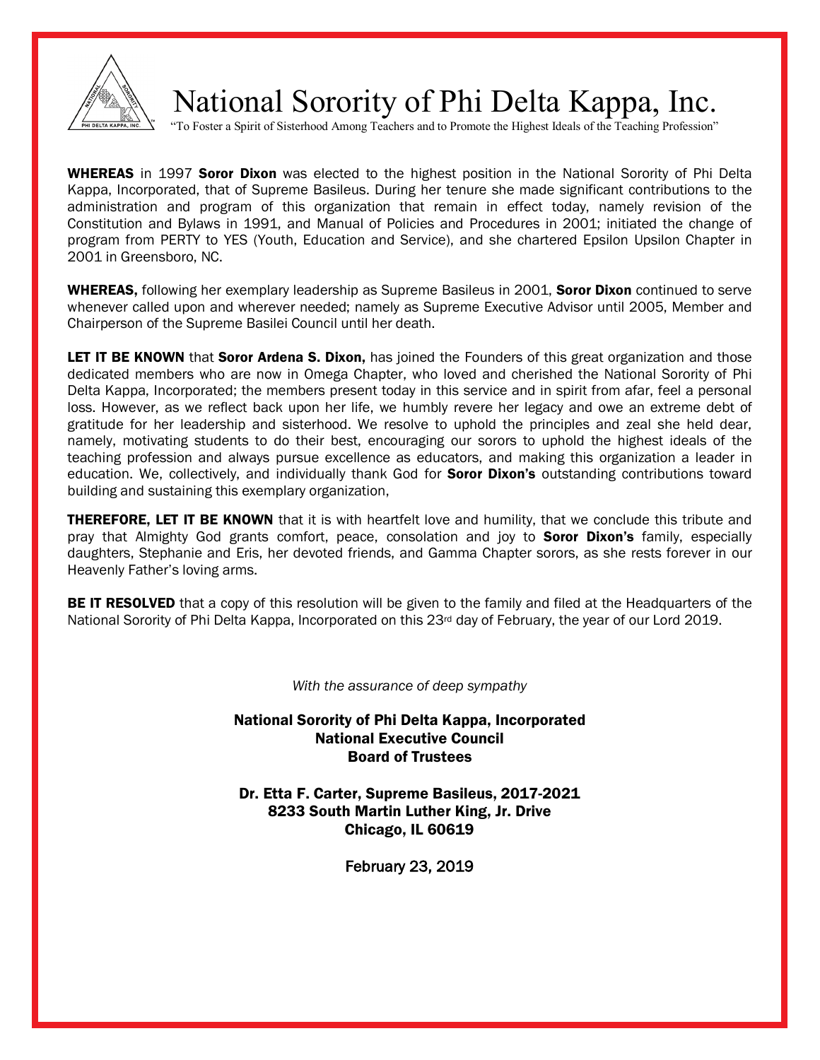# National Sorority of Phi Delta Kappa, Inc.

"To Foster a Spirit of Sisterhood Among Teachers and to Promote the Highest Ideals of the Teaching Profession"

**WHEREAS** in 1997 **Soror Dixon** was elected to the highest position in the National Sorority of Phi Delta Kappa, Incorporated, that of Supreme Basileus. During her tenure she made significant contributions to the administration and program of this organization that remain in effect today, namely revision of the Constitution and Bylaws in 1991, and Manual of Policies and Procedures in 2001; initiated the change of program from PERTY to YES (Youth, Education and Service), and she chartered Epsilon Upsilon Chapter in 2001 in Greensboro, NC.

**WHEREAS,** following her exemplary leadership as Supreme Basileus in 2001, **Soror Dixon** continued to serve whenever called upon and wherever needed; namely as Supreme Executive Advisor until 2005, Member and Chairperson of the Supreme Basilei Council until her death.

**LET IT BE KNOWN** that **Soror Ardena S. Dixon,** has joined the Founders of this great organization and those dedicated members who are now in Omega Chapter, who loved and cherished the National Sorority of Phi Delta Kappa, Incorporated; the members present today in this service and in spirit from afar, feel a personal loss. However, as we reflect back upon her life, we humbly revere her legacy and owe an extreme debt of gratitude for her leadership and sisterhood. We resolve to uphold the principles and zeal she held dear, namely, motivating students to do their best, encouraging our sorors to uphold the highest ideals of the teaching profession and always pursue excellence as educators, and making this organization a leader in education. We, collectively, and individually thank God for **Soror Dixon's** outstanding contributions toward building and sustaining this exemplary organization,

**THEREFORE, LET IT BE KNOWN** that it is with heartfelt love and humility, that we conclude this tribute and pray that Almighty God grants comfort, peace, consolation and joy to **Soror Dixon's** family, especially daughters, Stephanie and Eris, her devoted friends, and Gamma Chapter sorors, as she rests forever in our Heavenly Father's loving arms.

**BE IT RESOLVED** that a copy of this resolution will be given to the family and filed at the Headquarters of the National Sorority of Phi Delta Kappa, Incorporated on this 23rd day of February, the year of our Lord 2019.

*With the assurance of deep sympathy*

**National Sorority of Phi Delta Kappa, Incorporated**
**National Executive Council**
**Board of Trustees**

**Dr. Etta F. Carter, Supreme Basileus, 2017-2021**
**8233 South Martin Luther King, Jr. Drive**
**Chicago, IL 60619**

February 23, 2019